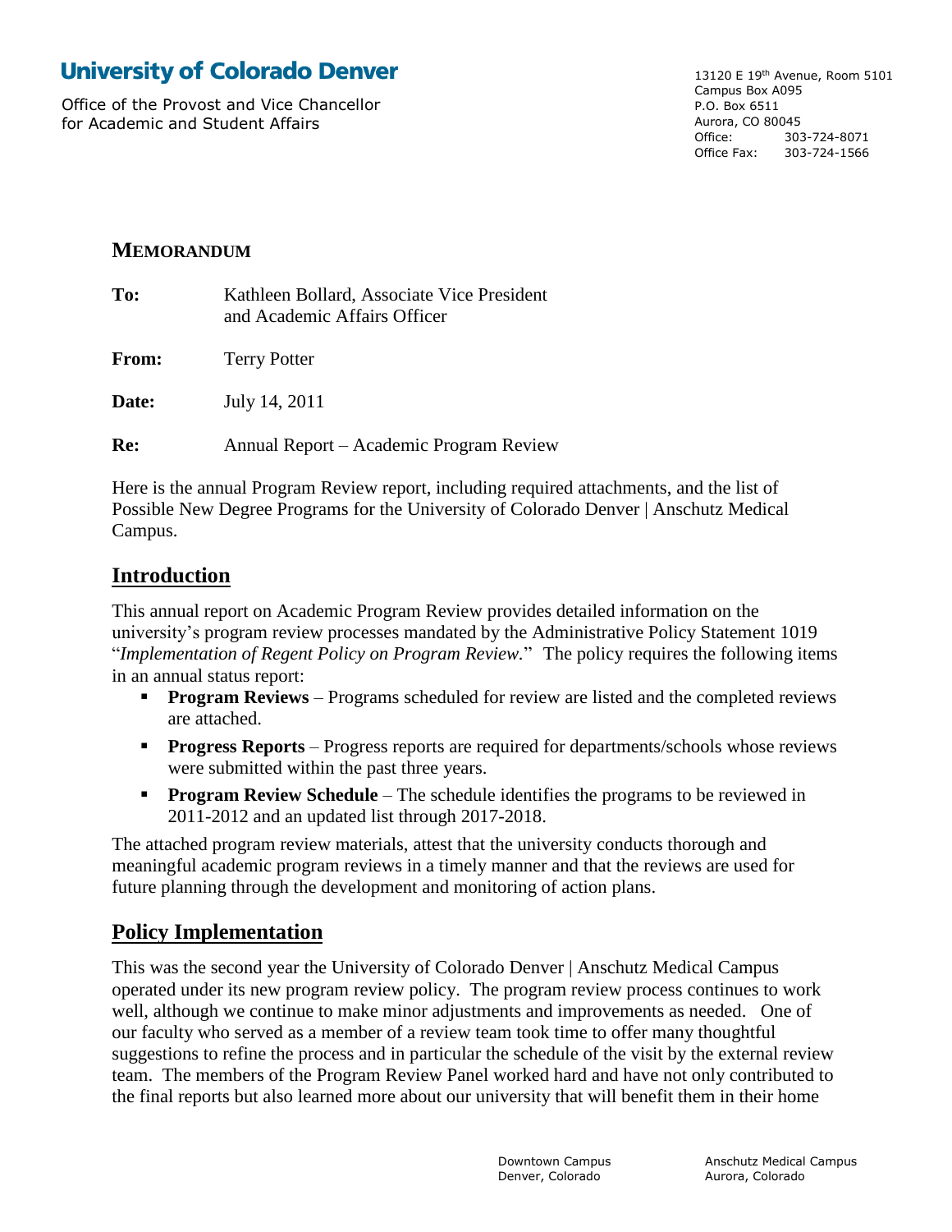# University of Colorado Denver

Office of the Provost and Vice Chancellor
for Academic and Student Affairs

13120 E 19th Avenue, Room 5101
Campus Box A095
P.O. Box 6511
Aurora, CO 80045
Office: 303-724-8071
Office Fax: 303-724-1566

## MEMORANDUM

**To:** Kathleen Bollard, Associate Vice President and Academic Affairs Officer

**From:** Terry Potter

**Date:** July 14, 2011

**Re:** Annual Report – Academic Program Review

Here is the annual Program Review report, including required attachments, and the list of Possible New Degree Programs for the University of Colorado Denver | Anschutz Medical Campus.

## Introduction

This annual report on Academic Program Review provides detailed information on the university's program review processes mandated by the Administrative Policy Statement 1019 "*Implementation of Regent Policy on Program Review.*" The policy requires the following items in an annual status report:

- **Program Reviews** – Programs scheduled for review are listed and the completed reviews are attached.
- **Progress Reports** – Progress reports are required for departments/schools whose reviews were submitted within the past three years.
- **Program Review Schedule** – The schedule identifies the programs to be reviewed in 2011-2012 and an updated list through 2017-2018.

The attached program review materials, attest that the university conducts thorough and meaningful academic program reviews in a timely manner and that the reviews are used for future planning through the development and monitoring of action plans.

## Policy Implementation

This was the second year the University of Colorado Denver | Anschutz Medical Campus operated under its new program review policy. The program review process continues to work well, although we continue to make minor adjustments and improvements as needed. One of our faculty who served as a member of a review team took time to offer many thoughtful suggestions to refine the process and in particular the schedule of the visit by the external review team. The members of the Program Review Panel worked hard and have not only contributed to the final reports but also learned more about our university that will benefit them in their home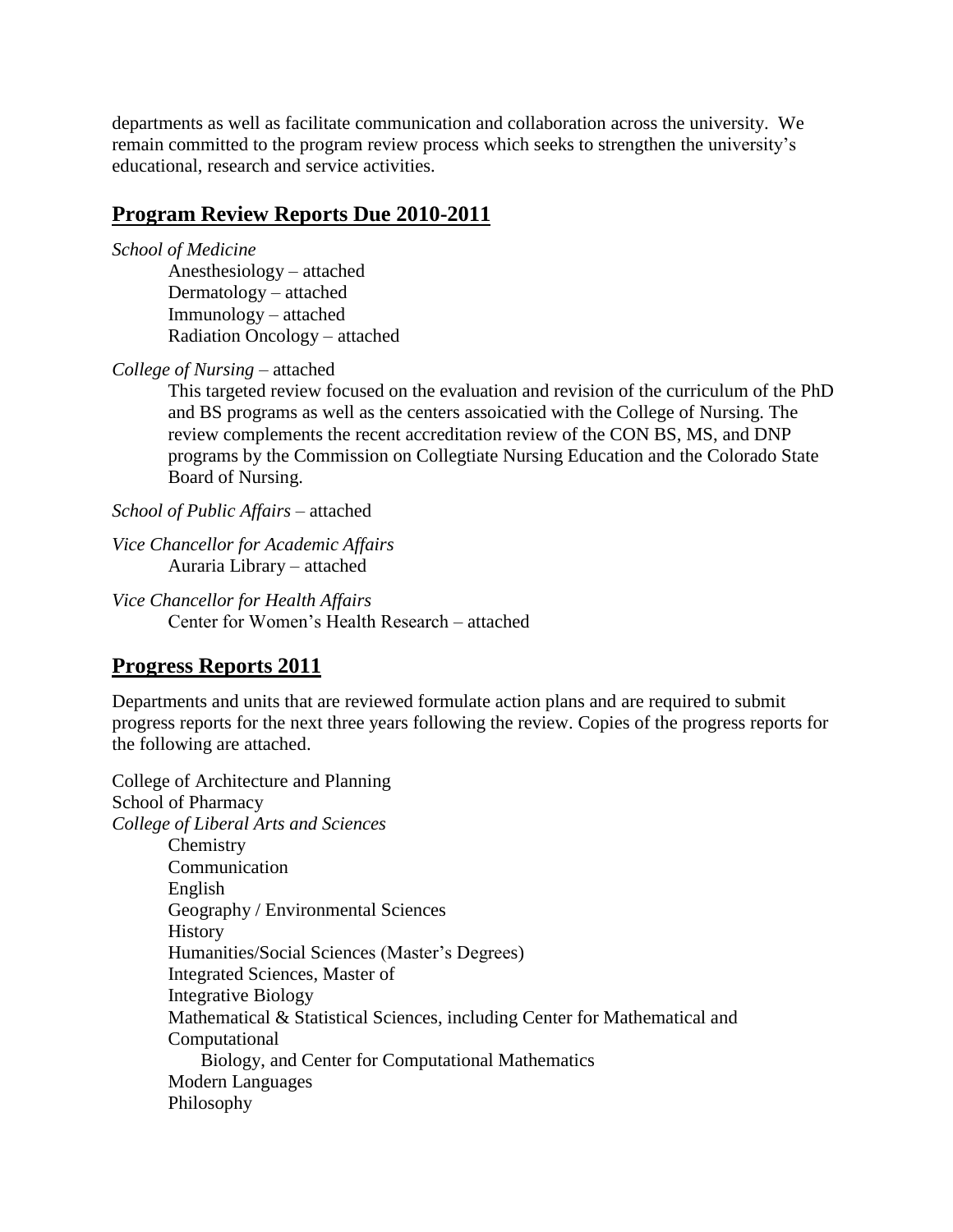departments as well as facilitate communication and collaboration across the university. We remain committed to the program review process which seeks to strengthen the university's educational, research and service activities.

## Program Review Reports Due 2010-2011

*School of Medicine*

- Anesthesiology – attached
- Dermatology – attached
- Immunology – attached
- Radiation Oncology – attached

*College of Nursing* – attached

> This targeted review focused on the evaluation and revision of the curriculum of the PhD and BS programs as well as the centers assoicatied with the College of Nursing. The review complements the recent accreditation review of the CON BS, MS, and DNP programs by the Commission on Collegtiate Nursing Education and the Colorado State Board of Nursing.

*School of Public Affairs* – attached

*Vice Chancellor for Academic Affairs*

- Auraria Library – attached

*Vice Chancellor for Health Affairs*

- Center for Women's Health Research – attached

## Progress Reports 2011

Departments and units that are reviewed formulate action plans and are required to submit progress reports for the next three years following the review. Copies of the progress reports for the following are attached.

College of Architecture and Planning
School of Pharmacy
*College of Liberal Arts and Sciences*

- Chemistry
- Communication
- English
- Geography / Environmental Sciences
- History
- Humanities/Social Sciences (Master's Degrees)
- Integrated Sciences, Master of
- Integrative Biology
- Mathematical & Statistical Sciences, including Center for Mathematical and Computational Biology, and Center for Computational Mathematics
- Modern Languages
- Philosophy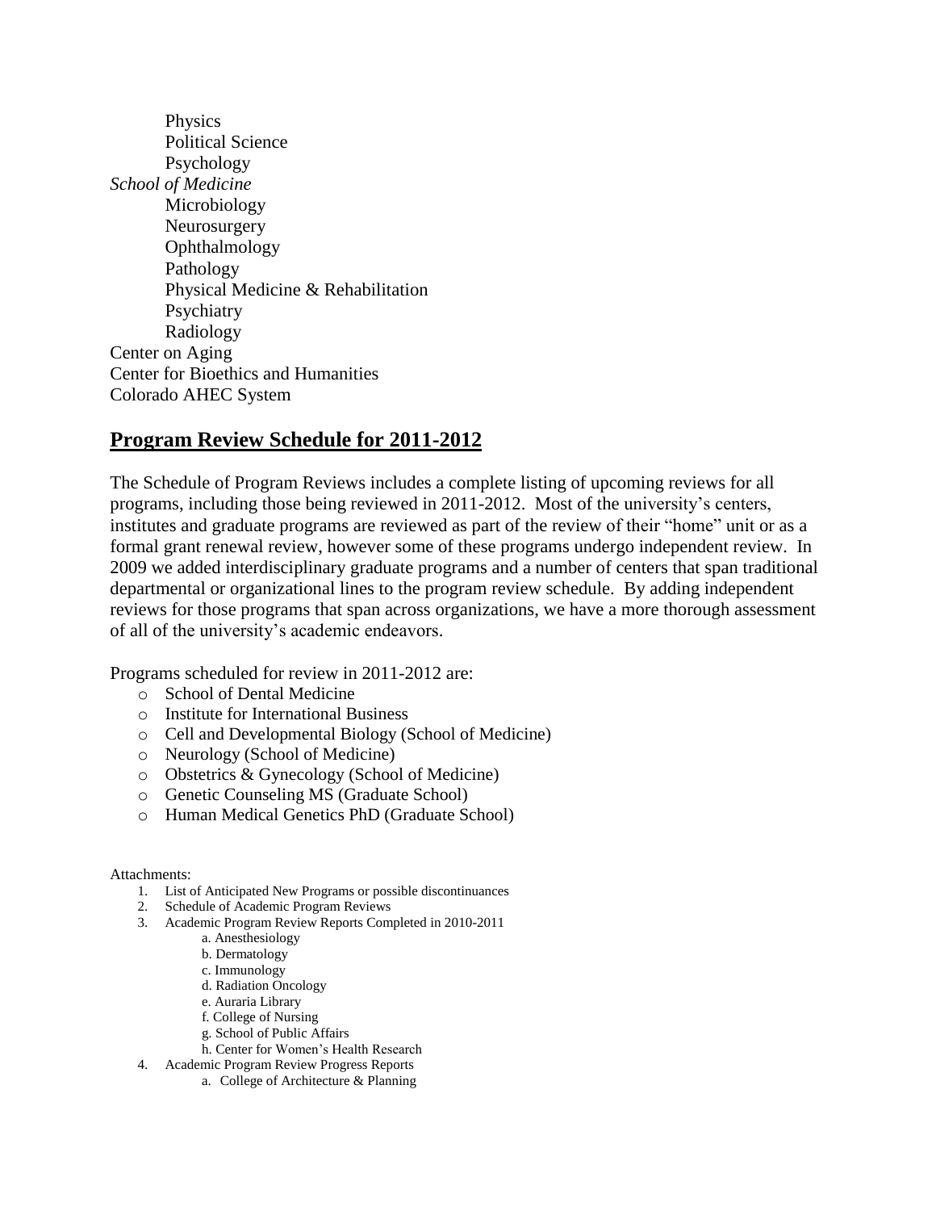Physics
Political Science
Psychology

*School of Medicine*

Microbiology
Neurosurgery
Ophthalmology
Pathology
Physical Medicine & Rehabilitation
Psychiatry
Radiology

Center on Aging
Center for Bioethics and Humanities
Colorado AHEC System

## **Program Review Schedule for 2011-2012**

The Schedule of Program Reviews includes a complete listing of upcoming reviews for all programs, including those being reviewed in 2011-2012. Most of the university's centers, institutes and graduate programs are reviewed as part of the review of their "home" unit or as a formal grant renewal review, however some of these programs undergo independent review. In 2009 we added interdisciplinary graduate programs and a number of centers that span traditional departmental or organizational lines to the program review schedule. By adding independent reviews for those programs that span across organizations, we have a more thorough assessment of all of the university's academic endeavors.

Programs scheduled for review in 2011-2012 are:

- School of Dental Medicine
- Institute for International Business
- Cell and Developmental Biology (School of Medicine)
- Neurology (School of Medicine)
- Obstetrics & Gynecology (School of Medicine)
- Genetic Counseling MS (Graduate School)
- Human Medical Genetics PhD (Graduate School)

Attachments:

1. List of Anticipated New Programs or possible discontinuances
2. Schedule of Academic Program Reviews
3. Academic Program Review Reports Completed in 2010-2011
   a. Anesthesiology
   b. Dermatology
   c. Immunology
   d. Radiation Oncology
   e. Auraria Library
   f. College of Nursing
   g. School of Public Affairs
   h. Center for Women's Health Research
4. Academic Program Review Progress Reports
   a. College of Architecture & Planning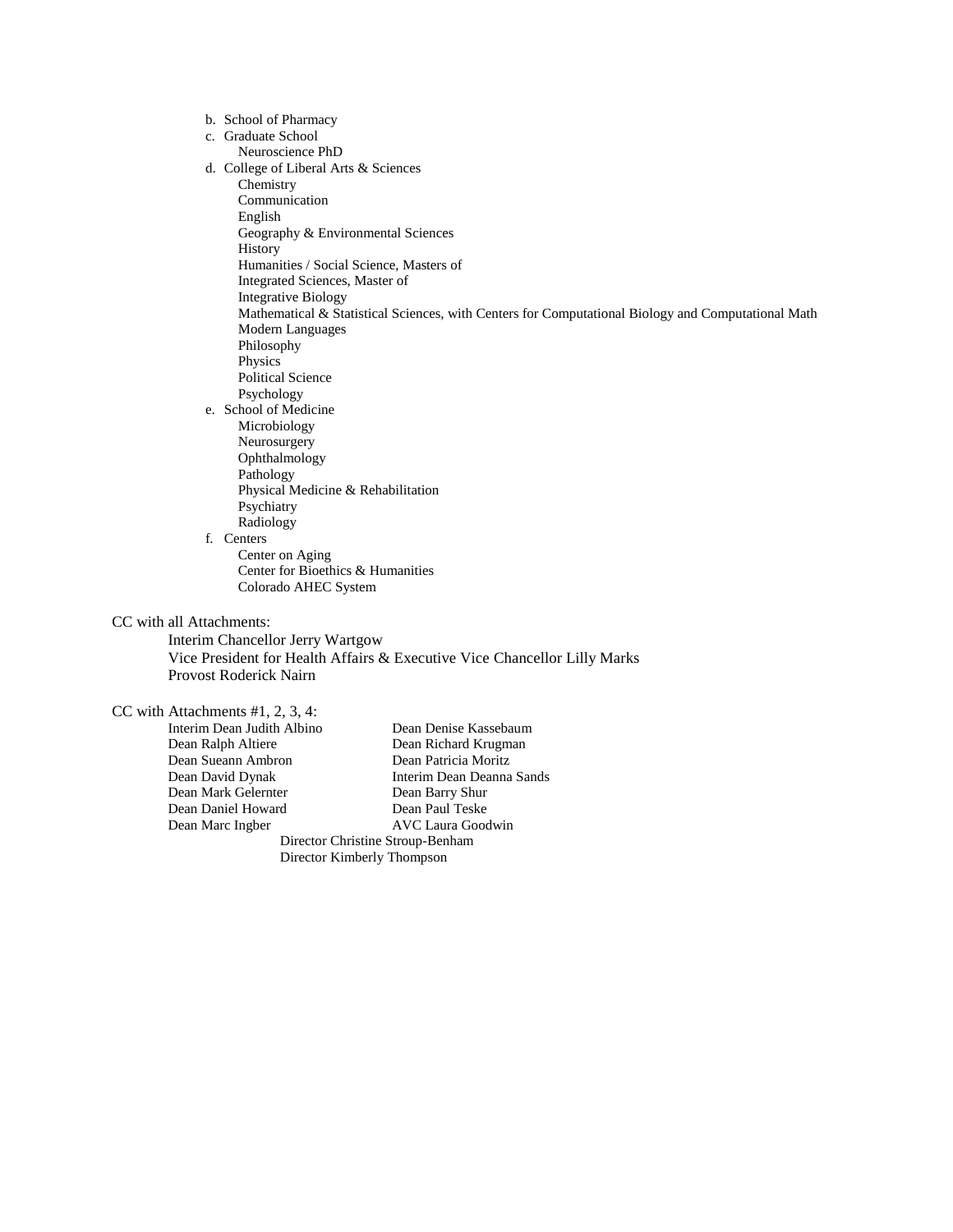b. School of Pharmacy
c. Graduate School
    - Neuroscience PhD
d. College of Liberal Arts & Sciences
    - Chemistry
    - Communication
    - English
    - Geography & Environmental Sciences
    - History
    - Humanities / Social Science, Masters of
    - Integrated Sciences, Master of
    - Integrative Biology
    - Mathematical & Statistical Sciences, with Centers for Computational Biology and Computational Math
    - Modern Languages
    - Philosophy
    - Physics
    - Political Science
    - Psychology
e. School of Medicine
    - Microbiology
    - Neurosurgery
    - Ophthalmology
    - Pathology
    - Physical Medicine & Rehabilitation
    - Psychiatry
    - Radiology
f. Centers
    - Center on Aging
    - Center for Bioethics & Humanities
    - Colorado AHEC System

CC with all Attachments:

Interim Chancellor Jerry Wartgow
Vice President for Health Affairs & Executive Vice Chancellor Lilly Marks
Provost Roderick Nairn

CC with Attachments #1, 2, 3, 4:

Interim Dean Judith Albino
Dean Ralph Altiere
Dean Sueann Ambron
Dean David Dynak
Dean Mark Gelernter
Dean Daniel Howard
Dean Marc Ingber
Dean Denise Kassebaum
Dean Richard Krugman
Dean Patricia Moritz
Interim Dean Deanna Sands
Dean Barry Shur
Dean Paul Teske
AVC Laura Goodwin
Director Christine Stroup-Benham
Director Kimberly Thompson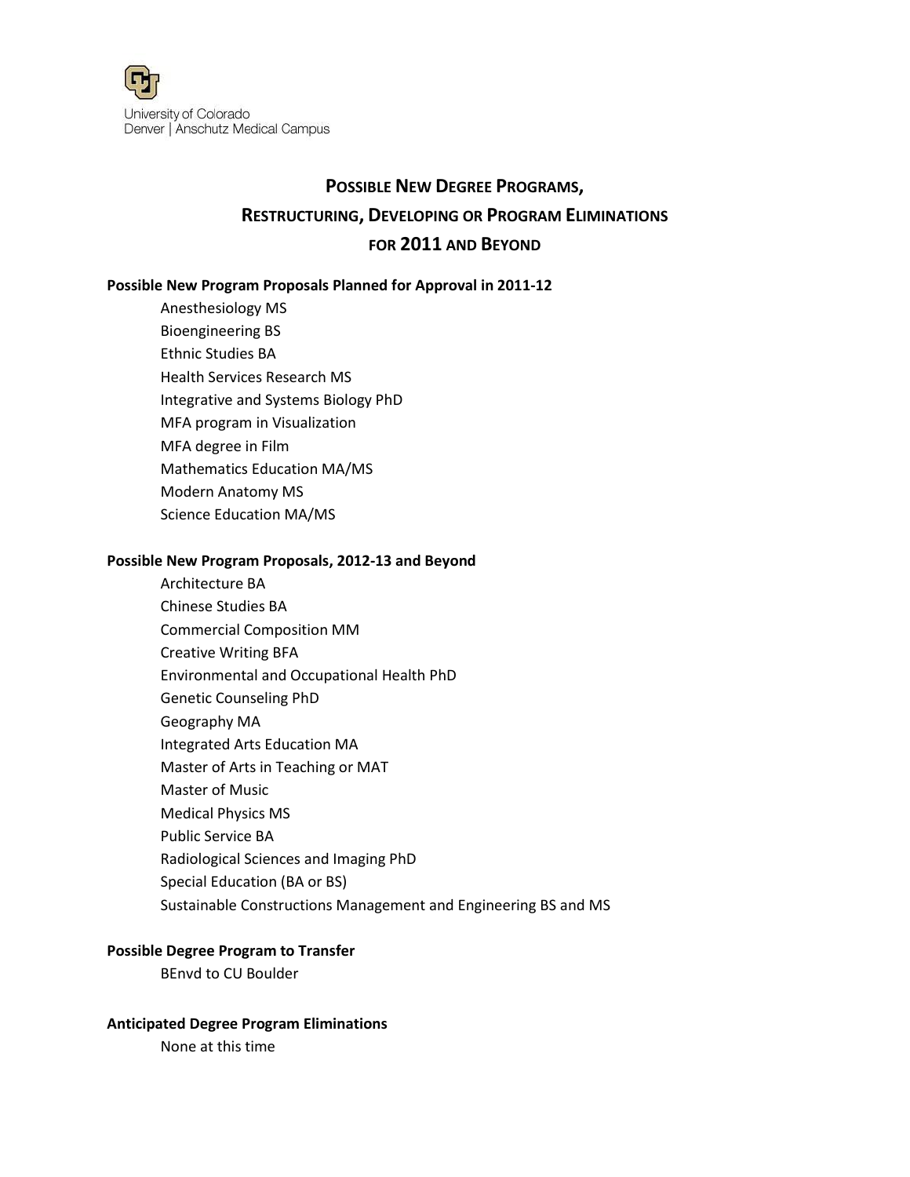University of Colorado
Denver | Anschutz Medical Campus

# Possible New Degree Programs, Restructuring, Developing or Program Eliminations for 2011 and Beyond

**Possible New Program Proposals Planned for Approval in 2011-12**

- Anesthesiology MS
- Bioengineering BS
- Ethnic Studies BA
- Health Services Research MS
- Integrative and Systems Biology PhD
- MFA program in Visualization
- MFA degree in Film
- Mathematics Education MA/MS
- Modern Anatomy MS
- Science Education MA/MS

**Possible New Program Proposals, 2012-13 and Beyond**

- Architecture BA
- Chinese Studies BA
- Commercial Composition MM
- Creative Writing BFA
- Environmental and Occupational Health PhD
- Genetic Counseling PhD
- Geography MA
- Integrated Arts Education MA
- Master of Arts in Teaching or MAT
- Master of Music
- Medical Physics MS
- Public Service BA
- Radiological Sciences and Imaging PhD
- Special Education (BA or BS)
- Sustainable Constructions Management and Engineering BS and MS

**Possible Degree Program to Transfer**

- BEnvd to CU Boulder

**Anticipated Degree Program Eliminations**

- None at this time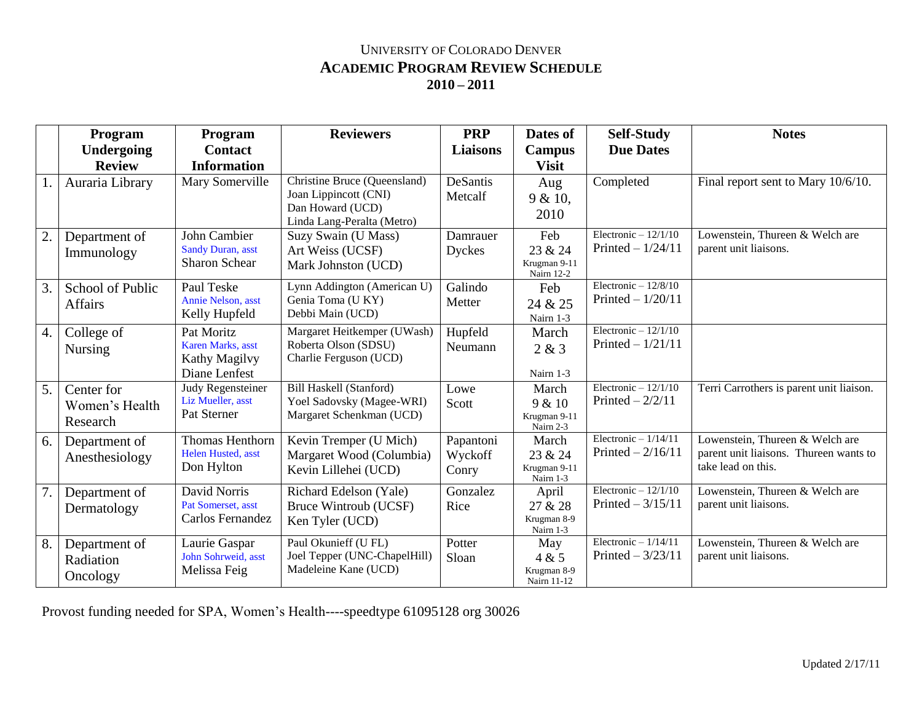# UNIVERSITY OF COLORADO DENVER
## ACADEMIC PROGRAM REVIEW SCHEDULE
## 2010 – 2011

| | Program Undergoing Review | Program Contact Information | Reviewers | PRP Liaisons | Dates of Campus Visit | Self-Study Due Dates | Notes |
|---|---|---|---|---|---|---|---|
| 1. | Auraria Library | Mary Somerville | Christine Bruce (Queensland)<br>Joan Lippincott (CNI)<br>Dan Howard (UCD)<br>Linda Lang-Peralta (Metro) | DeSantis<br>Metcalf | Aug<br>9 & 10,<br>2010 | Completed | Final report sent to Mary 10/6/10. |
| 2. | Department of Immunology | John Cambier<br>Sandy Duran, asst<br>Sharon Schear | Suzy Swain (U Mass)<br>Art Weiss (UCSF)<br>Mark Johnston (UCD) | Damrauer<br>Dyckes | Feb<br>23 & 24<br>Krugman 9-11<br>Nairn 12-2 | Electronic – 12/1/10<br>Printed – 1/24/11 | Lowenstein, Thureen & Welch are parent unit liaisons. |
| 3. | School of Public Affairs | Paul Teske<br>Annie Nelson, asst<br>Kelly Hupfeld | Lynn Addington (American U)<br>Genia Toma (U KY)<br>Debbi Main (UCD) | Galindo<br>Metter | Feb<br>24 & 25<br>Nairn 1-3 | Electronic – 12/8/10<br>Printed – 1/20/11 | |
| 4. | College of Nursing | Pat Moritz<br>Karen Marks, asst<br>Kathy Magilvy<br>Diane Lenfest | Margaret Heitkemper (UWash)<br>Roberta Olson (SDSU)<br>Charlie Ferguson (UCD) | Hupfeld<br>Neumann | March<br>2 & 3<br>Nairn 1-3 | Electronic – 12/1/10<br>Printed – 1/21/11 | |
| 5. | Center for Women's Health Research | Judy Regensteiner<br>Liz Mueller, asst<br>Pat Sterner | Bill Haskell (Stanford)<br>Yoel Sadovsky (Magee-WRI)<br>Margaret Schenkman (UCD) | Lowe<br>Scott | March<br>9 & 10<br>Krugman 9-11<br>Nairn 2-3 | Electronic – 12/1/10<br>Printed – 2/2/11 | Terri Carrothers is parent unit liaison. |
| 6. | Department of Anesthesiology | Thomas Henthorn<br>Helen Husted, asst<br>Don Hylton | Kevin Tremper (U Mich)<br>Margaret Wood (Columbia)<br>Kevin Lillehei (UCD) | Papantoni<br>Wyckoff<br>Conry | March<br>23 & 24<br>Krugman 9-11<br>Nairn 1-3 | Electronic – 1/14/11<br>Printed – 2/16/11 | Lowenstein, Thureen & Welch are parent unit liaisons. Thureen wants to take lead on this. |
| 7. | Department of Dermatology | David Norris<br>Pat Somerset, asst<br>Carlos Fernandez | Richard Edelson (Yale)<br>Bruce Wintroub (UCSF)<br>Ken Tyler (UCD) | Gonzalez<br>Rice | April<br>27 & 28<br>Krugman 8-9<br>Nairn 1-3 | Electronic – 12/1/10<br>Printed – 3/15/11 | Lowenstein, Thureen & Welch are parent unit liaisons. |
| 8. | Department of Radiation Oncology | Laurie Gaspar<br>John Sohrweid, asst<br>Melissa Feig | Paul Okunieff (U FL)<br>Joel Tepper (UNC-ChapelHill)<br>Madeleine Kane (UCD) | Potter<br>Sloan | May<br>4 & 5<br>Krugman 8-9<br>Nairn 11-12 | Electronic – 1/14/11<br>Printed – 3/23/11 | Lowenstein, Thureen & Welch are parent unit liaisons. |

Provost funding needed for SPA, Women's Health----speedtype 61095128 org 30026

Updated 2/17/11